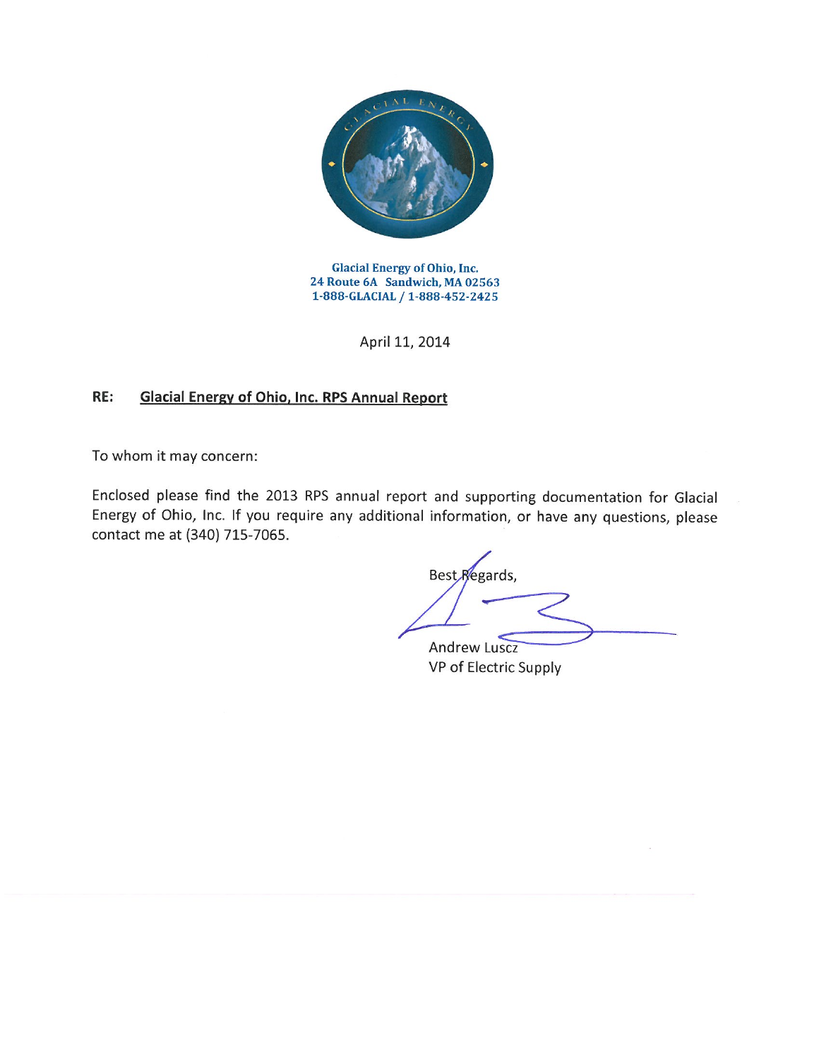**Glacial Energy of Ohio, Inc.**
**24 Route 6A Sandwich, MA 02563**
**1-888-GLACIAL / 1-888-452-2425**

April 11, 2014

**RE: Glacial Energy of Ohio, Inc. RPS Annual Report**

To whom it may concern:

Enclosed please find the 2013 RPS annual report and supporting documentation for Glacial Energy of Ohio, Inc. If you require any additional information, or have any questions, please contact me at (340) 715-7065.

Best Regards,

Andrew Luscz
VP of Electric Supply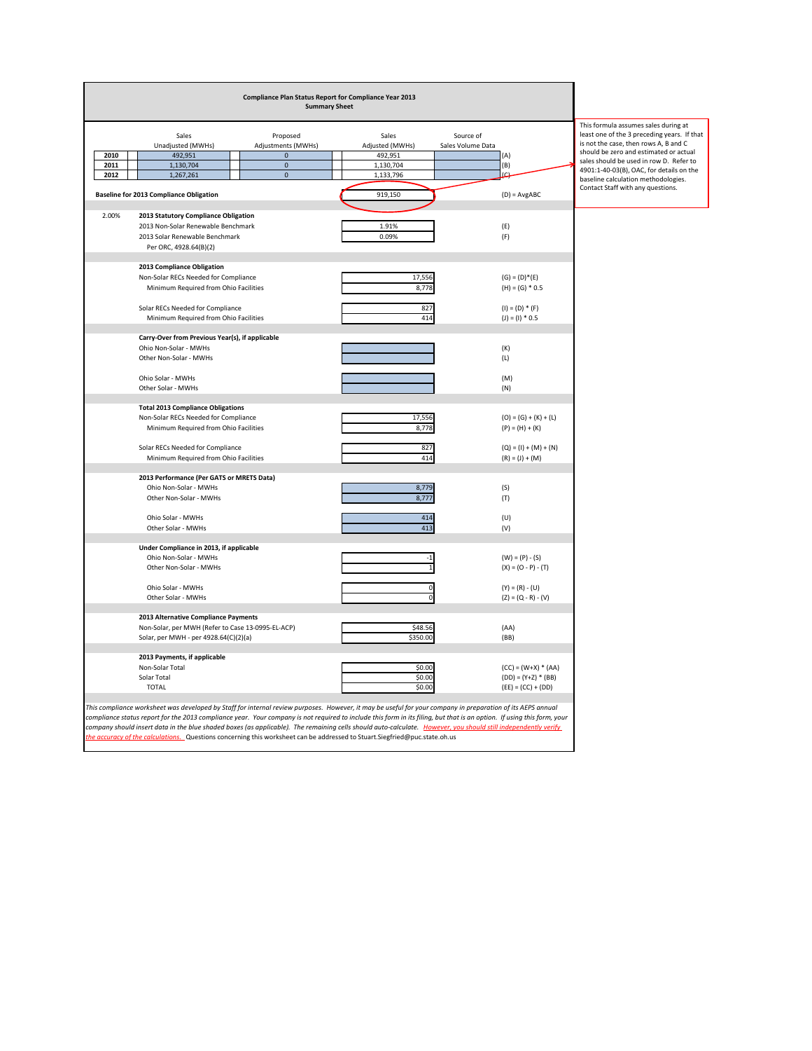## Compliance Plan Status Report for Compliance Year 2013
### Summary Sheet

| | Sales Unadjusted (MWHs) | Proposed Adjustments (MWHs) | Sales Adjusted (MWHs) | Source of Sales Volume Data | |
|---|---|---|---|---|---|
| 2010 | 492,951 | 0 | 492,951 | | (A) |
| 2011 | 1,130,704 | 0 | 1,130,704 | | (B) |
| 2012 | 1,267,261 | 0 | 1,133,796 | | (C) |

| | | Value | Formula |
|---|---|---|---|
| **Baseline for 2013 Compliance Obligation** | | 919,150 | (D) = AvgABC |
| 2.00% | **2013 Statutory Compliance Obligation** | | |
| | 2013 Non-Solar Renewable Benchmark | 1.91% | (E) |
| | 2013 Solar Renewable Benchmark | 0.09% | (F) |
| | Per ORC, 4928.64(B)(2) | | |
| | **2013 Compliance Obligation** | | |
| | Non-Solar RECs Needed for Compliance | 17,556 | (G) = (D)*(E) |
| | Minimum Required from Ohio Facilities | 8,778 | (H) = (G) * 0.5 |
| | Solar RECs Needed for Compliance | 827 | (I) = (D) * (F) |
| | Minimum Required from Ohio Facilities | 414 | (J) = (I) * 0.5 |
| | **Carry-Over from Previous Year(s), if applicable** | | |
| | Ohio Non-Solar - MWHs | | (K) |
| | Other Non-Solar - MWHs | | (L) |
| | Ohio Solar - MWHs | | (M) |
| | Other Solar - MWHs | | (N) |
| | **Total 2013 Compliance Obligations** | | |
| | Non-Solar RECs Needed for Compliance | 17,556 | (O) = (G) + (K) + (L) |
| | Minimum Required from Ohio Facilities | 8,778 | (P) = (H) + (K) |
| | Solar RECs Needed for Compliance | 827 | (Q) = (I) + (M) + (N) |
| | Minimum Required from Ohio Facilities | 414 | (R) = (J) + (M) |
| | **2013 Performance (Per GATS or MRETS Data)** | | |
| | Ohio Non-Solar - MWHs | 8,779 | (S) |
| | Other Non-Solar - MWHs | 8,777 | (T) |
| | Ohio Solar - MWHs | 414 | (U) |
| | Other Solar - MWHs | 413 | (V) |
| | **Under Compliance in 2013, if applicable** | | |
| | Ohio Non-Solar - MWHs | -1 | (W) = (P) - (S) |
| | Other Non-Solar - MWHs | 1 | (X) = (O - P) - (T) |
| | Ohio Solar - MWHs | 0 | (Y) = (R) - (U) |
| | Other Solar - MWHs | 0 | (Z) = (Q - R) - (V) |
| | **2013 Alternative Compliance Payments** | | |
| | Non-Solar, per MWH (Refer to Case 13-0995-EL-ACP) | $48.56 | (AA) |
| | Solar, per MWH - per 4928.64(C)(2)(a) | $350.00 | (BB) |
| | **2013 Payments, if applicable** | | |
| | Non-Solar Total | $0.00 | (CC) = (W+X) * (AA) |
| | Solar Total | $0.00 | (DD) = (Y+Z) * (BB) |
| | TOTAL | $0.00 | (EE) = (CC) + (DD) |

This formula assumes sales during at least one of the 3 preceding years. If that is not the case, then rows A, B and C should be zero and estimated or actual sales should be used in row D. Refer to 4901:1-40-03(B), OAC, for details on the baseline calculation methodologies. Contact Staff with any questions.

*This compliance worksheet was developed by Staff for internal review purposes. However, it may be useful for your company in preparation of its AEPS annual compliance status report for the 2013 compliance year. Your company is not required to include this form in its filing, but that is an option. If using this form, your company should insert data in the blue shaded boxes (as applicable). The remaining cells should auto-calculate.* *However, you should still independently verify the accuracy of the calculations.* Questions concerning this worksheet can be addressed to Stuart.Siegfried@puc.state.oh.us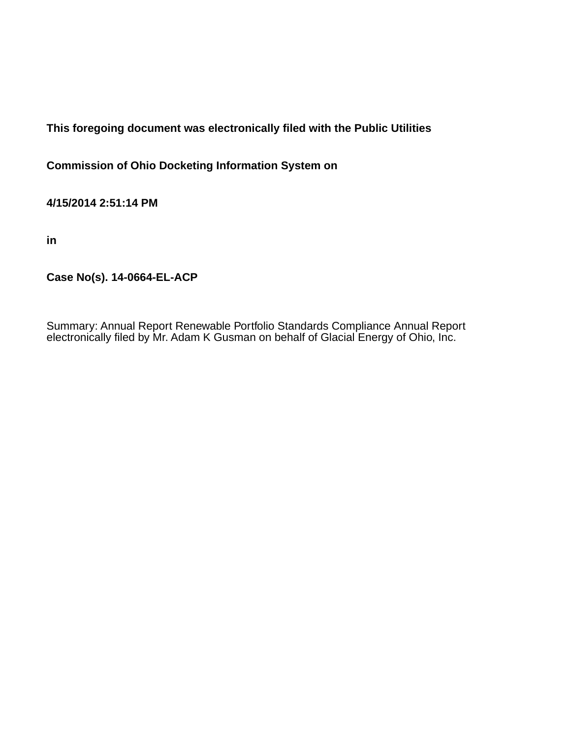**This foregoing document was electronically filed with the Public Utilities**

**Commission of Ohio Docketing Information System on**

**4/15/2014 2:51:14 PM**

**in**

**Case No(s). 14-0664-EL-ACP**

Summary: Annual Report Renewable Portfolio Standards Compliance Annual Report electronically filed by Mr. Adam K Gusman on behalf of Glacial Energy of Ohio, Inc.